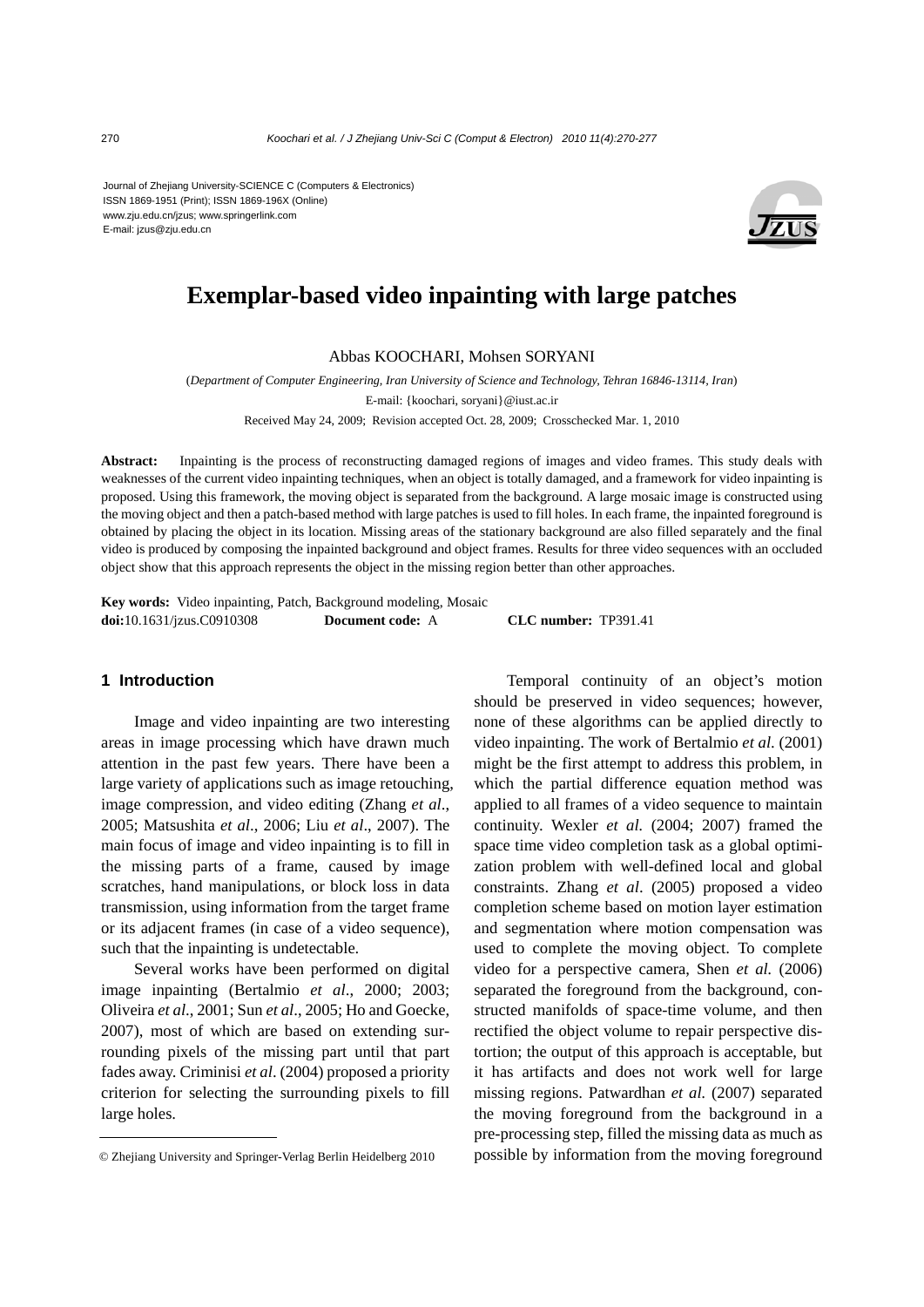Journal of Zhejiang University-SCIENCE C (Computers & Electronics)
ISSN 1869-1951 (Print); ISSN 1869-196X (Online)
www.zju.edu.cn/jzus; www.springerlink.com
E-mail: jzus@zju.edu.cn

# Exemplar-based video inpainting with large patches

Abbas KOOCHARI, Mohsen SORYANI

(*Department of Computer Engineering, Iran University of Science and Technology, Tehran 16846-13114, Iran*)

E-mail: {koochari, soryani}@iust.ac.ir

Received May 24, 2009; Revision accepted Oct. 28, 2009; Crosschecked Mar. 1, 2010

**Abstract:** Inpainting is the process of reconstructing damaged regions of images and video frames. This study deals with weaknesses of the current video inpainting techniques, when an object is totally damaged, and a framework for video inpainting is proposed. Using this framework, the moving object is separated from the background. A large mosaic image is constructed using the moving object and then a patch-based method with large patches is used to fill holes. In each frame, the inpainted foreground is obtained by placing the object in its location. Missing areas of the stationary background are also filled separately and the final video is produced by composing the inpainted background and object frames. Results for three video sequences with an occluded object show that this approach represents the object in the missing region better than other approaches.

**Key words:** Video inpainting, Patch, Background modeling, Mosaic
**doi:**10.1631/jzus.C0910308 **Document code:** A **CLC number:** TP391.41

## 1 Introduction

Image and video inpainting are two interesting areas in image processing which have drawn much attention in the past few years. There have been a large variety of applications such as image retouching, image compression, and video editing (Zhang *et al*., 2005; Matsushita *et al*., 2006; Liu *et al*., 2007). The main focus of image and video inpainting is to fill in the missing parts of a frame, caused by image scratches, hand manipulations, or block loss in data transmission, using information from the target frame or its adjacent frames (in case of a video sequence), such that the inpainting is undetectable.

Several works have been performed on digital image inpainting (Bertalmio *et al*., 2000; 2003; Oliveira *et al*., 2001; Sun *et al*., 2005; Ho and Goecke, 2007), most of which are based on extending surrounding pixels of the missing part until that part fades away. Criminisi *et al*. (2004) proposed a priority criterion for selecting the surrounding pixels to fill large holes.

Temporal continuity of an object's motion should be preserved in video sequences; however, none of these algorithms can be applied directly to video inpainting. The work of Bertalmio *et al*. (2001) might be the first attempt to address this problem, in which the partial difference equation method was applied to all frames of a video sequence to maintain continuity. Wexler *et al.* (2004; 2007) framed the space time video completion task as a global optimization problem with well-defined local and global constraints. Zhang *et al*. (2005) proposed a video completion scheme based on motion layer estimation and segmentation where motion compensation was used to complete the moving object. To complete video for a perspective camera, Shen *et al.* (2006) separated the foreground from the background, constructed manifolds of space-time volume, and then rectified the object volume to repair perspective distortion; the output of this approach is acceptable, but it has artifacts and does not work well for large missing regions. Patwardhan *et al.* (2007) separated the moving foreground from the background in a pre-processing step, filled the missing data as much as possible by information from the moving foreground

© Zhejiang University and Springer-Verlag Berlin Heidelberg 2010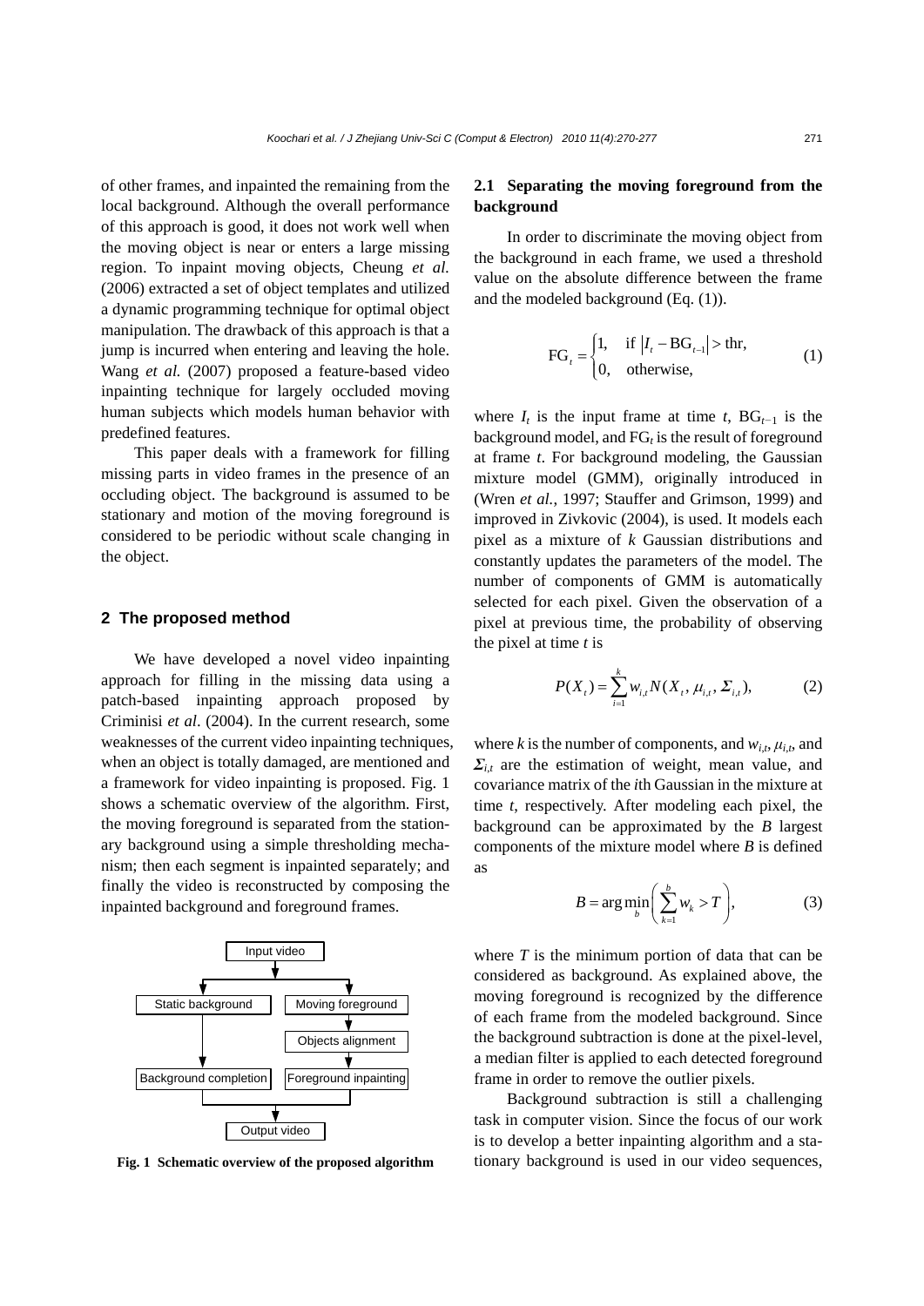of other frames, and inpainted the remaining from the local background. Although the overall performance of this approach is good, it does not work well when the moving object is near or enters a large missing region. To inpaint moving objects, Cheung *et al.* (2006) extracted a set of object templates and utilized a dynamic programming technique for optimal object manipulation. The drawback of this approach is that a jump is incurred when entering and leaving the hole. Wang *et al.* (2007) proposed a feature-based video inpainting technique for largely occluded moving human subjects which models human behavior with predefined features.

This paper deals with a framework for filling missing parts in video frames in the presence of an occluding object. The background is assumed to be stationary and motion of the moving foreground is considered to be periodic without scale changing in the object.

## 2 The proposed method

We have developed a novel video inpainting approach for filling in the missing data using a patch-based inpainting approach proposed by Criminisi *et al*. (2004). In the current research, some weaknesses of the current video inpainting techniques, when an object is totally damaged, are mentioned and a framework for video inpainting is proposed. Fig. 1 shows a schematic overview of the algorithm. First, the moving foreground is separated from the stationary background using a simple thresholding mechanism; then each segment is inpainted separately; and finally the video is reconstructed by composing the inpainted background and foreground frames.

```
                 Input video
            ┌────────┴────────┐
   Static background    Moving foreground
            │                 │
            │          Objects alignment
            │                 │
 Background completion  Foreground inpainting
            └────────┬────────┘
                Output video
```

**Fig. 1 Schematic overview of the proposed algorithm**

### 2.1 Separating the moving foreground from the background

In order to discriminate the moving object from the background in each frame, we used a threshold value on the absolute difference between the frame and the modeled background (Eq. (1)).

$$\mathrm{FG}_t = \begin{cases} 1, & \text{if } \left| I_t - \mathrm{BG}_{t-1} \right| > \text{thr}, \\ 0, & \text{otherwise}, \end{cases} \tag{1}$$

where $I_t$ is the input frame at time $t$, $\mathrm{BG}_{t-1}$ is the background model, and $\mathrm{FG}_t$ is the result of foreground at frame $t$. For background modeling, the Gaussian mixture model (GMM), originally introduced in (Wren *et al.*, 1997; Stauffer and Grimson, 1999) and improved in Zivkovic (2004), is used. It models each pixel as a mixture of $k$ Gaussian distributions and constantly updates the parameters of the model. The number of components of GMM is automatically selected for each pixel. Given the observation of a pixel at previous time, the probability of observing the pixel at time $t$ is

$$P(X_t) = \sum_{i=1}^{k} w_{i,t} N(X_t, \mu_{i,t}, \boldsymbol{\Sigma}_{i,t}), \tag{2}$$

where $k$ is the number of components, and $w_{i,t}$, $\mu_{i,t}$, and $\boldsymbol{\Sigma}_{i,t}$ are the estimation of weight, mean value, and covariance matrix of the $i$th Gaussian in the mixture at time $t$, respectively. After modeling each pixel, the background can be approximated by the $B$ largest components of the mixture model where $B$ is defined as

$$B = \arg\min_{b} \left( \sum_{k=1}^{b} w_k > T \right), \tag{3}$$

where $T$ is the minimum portion of data that can be considered as background. As explained above, the moving foreground is recognized by the difference of each frame from the modeled background. Since the background subtraction is done at the pixel-level, a median filter is applied to each detected foreground frame in order to remove the outlier pixels.

Background subtraction is still a challenging task in computer vision. Since the focus of our work is to develop a better inpainting algorithm and a stationary background is used in our video sequences,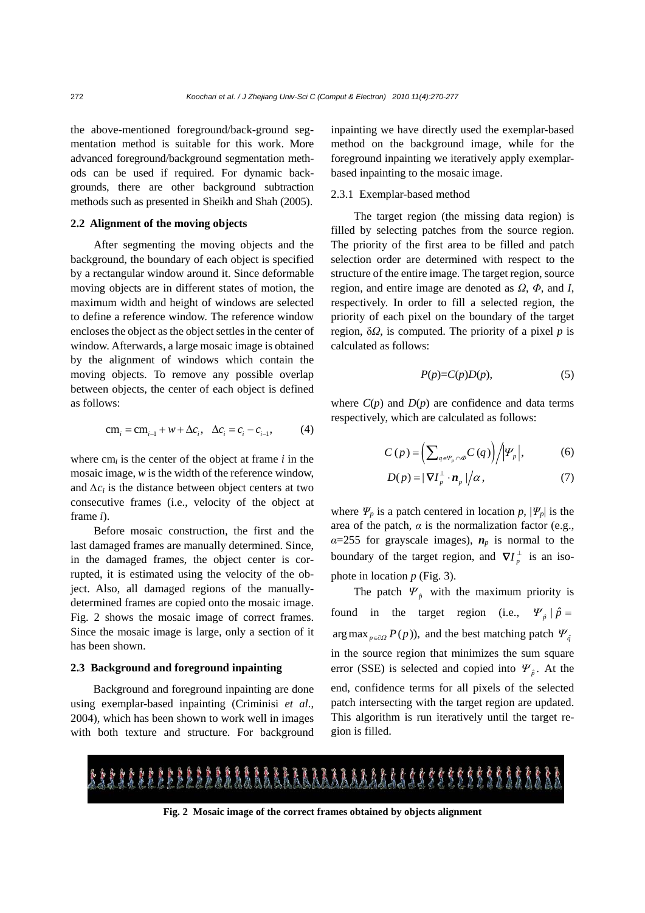the above-mentioned foreground/back-ground segmentation method is suitable for this work. More advanced foreground/background segmentation methods can be used if required. For dynamic backgrounds, there are other background subtraction methods such as presented in Sheikh and Shah (2005).

### 2.2 Alignment of the moving objects

After segmenting the moving objects and the background, the boundary of each object is specified by a rectangular window around it. Since deformable moving objects are in different states of motion, the maximum width and height of windows are selected to define a reference window. The reference window encloses the object as the object settles in the center of window. Afterwards, a large mosaic image is obtained by the alignment of windows which contain the moving objects. To remove any possible overlap between objects, the center of each object is defined as follows:

$$\mathrm{cm}_i = \mathrm{cm}_{i-1} + w + \Delta c_i, \quad \Delta c_i = c_i - c_{i-1}, \tag{4}$$

where $\mathrm{cm}_i$ is the center of the object at frame $i$ in the mosaic image, $w$ is the width of the reference window, and $\Delta c_i$ is the distance between object centers at two consecutive frames (i.e., velocity of the object at frame $i$).

Before mosaic construction, the first and the last damaged frames are manually determined. Since, in the damaged frames, the object center is corrupted, it is estimated using the velocity of the object. Also, all damaged regions of the manually-determined frames are copied onto the mosaic image. Fig. 2 shows the mosaic image of correct frames. Since the mosaic image is large, only a section of it has been shown.

### 2.3 Background and foreground inpainting

Background and foreground inpainting are done using exemplar-based inpainting (Criminisi *et al*., 2004), which has been shown to work well in images with both texture and structure. For background inpainting we have directly used the exemplar-based method on the background image, while for the foreground inpainting we iteratively apply exemplar-based inpainting to the mosaic image.

#### 2.3.1 Exemplar-based method

The target region (the missing data region) is filled by selecting patches from the source region. The priority of the first area to be filled and patch selection order are determined with respect to the structure of the entire image. The target region, source region, and entire image are denoted as $\Omega$, $\Phi$, and $I$, respectively. In order to fill a selected region, the priority of each pixel on the boundary of the target region, $\delta\Omega$, is computed. The priority of a pixel $p$ is calculated as follows:

$$P(p)=C(p)D(p), \tag{5}$$

where $C(p)$ and $D(p)$ are confidence and data terms respectively, which are calculated as follows:

$$C(p) = \left(\sum_{q \in \Psi_p \cap \Phi} C(q)\right) \Big/ \left|\Psi_p\right|, \tag{6}$$

$$D(p) = |\nabla I_p^{\perp} \cdot \boldsymbol{n}_p| \big/ \alpha, \tag{7}$$

where $\Psi_p$ is a patch centered in location $p$, $|\Psi_p|$ is the area of the patch, $\alpha$ is the normalization factor (e.g., $\alpha$=255 for grayscale images), $\boldsymbol{n}_p$ is normal to the boundary of the target region, and $\nabla I_p^{\perp}$ is an isophote in location $p$ (Fig. 3).

The patch $\Psi_{\hat{p}}$ with the maximum priority is found in the target region (i.e., $\Psi_{\hat{p}} \mid \hat{p} = \arg\max_{p \in \partial\Omega} P(p)$), and the best matching patch $\Psi_{\hat{q}}$ in the source region that minimizes the sum square error (SSE) is selected and copied into $\Psi_{\hat{p}}$. At the end, confidence terms for all pixels of the selected patch intersecting with the target region are updated. This algorithm is run iteratively until the target region is filled.

**Fig. 2 Mosaic image of the correct frames obtained by objects alignment**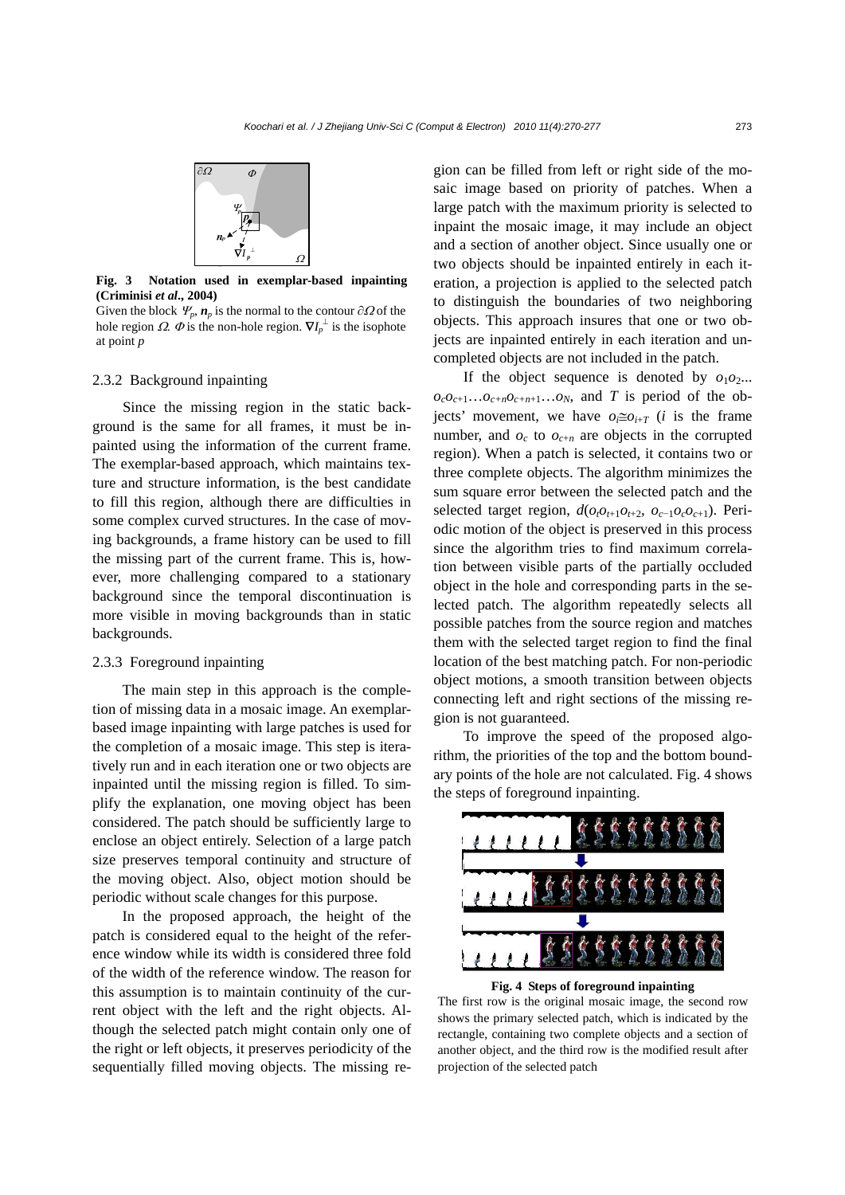Fig. 3 Notation used in exemplar-based inpainting (Criminisi *et al*., 2004)

Given the block $\Psi_p$, $\boldsymbol{n}_p$ is the normal to the contour $\partial\Omega$ of the hole region $\Omega$. $\Phi$ is the non-hole region. $\nabla I_p^{\perp}$ is the isophote at point $p$

### 2.3.2 Background inpainting

Since the missing region in the static background is the same for all frames, it must be inpainted using the information of the current frame. The exemplar-based approach, which maintains texture and structure information, is the best candidate to fill this region, although there are difficulties in some complex curved structures. In the case of moving backgrounds, a frame history can be used to fill the missing part of the current frame. This is, however, more challenging compared to a stationary background since the temporal discontinuation is more visible in moving backgrounds than in static backgrounds.

### 2.3.3 Foreground inpainting

The main step in this approach is the completion of missing data in a mosaic image. An exemplar-based image inpainting with large patches is used for the completion of a mosaic image. This step is iteratively run and in each iteration one or two objects are inpainted until the missing region is filled. To simplify the explanation, one moving object has been considered. The patch should be sufficiently large to enclose an object entirely. Selection of a large patch size preserves temporal continuity and structure of the moving object. Also, object motion should be periodic without scale changes for this purpose.

In the proposed approach, the height of the patch is considered equal to the height of the reference window while its width is considered three fold of the width of the reference window. The reason for this assumption is to maintain continuity of the current object with the left and the right objects. Although the selected patch might contain only one of the right or left objects, it preserves periodicity of the sequentially filled moving objects. The missing region can be filled from left or right side of the mosaic image based on priority of patches. When a large patch with the maximum priority is selected to inpaint the mosaic image, it may include an object and a section of another object. Since usually one or two objects should be inpainted entirely in each iteration, a projection is applied to the selected patch to distinguish the boundaries of two neighboring objects. This approach insures that one or two objects are inpainted entirely in each iteration and uncompleted objects are not included in the patch.

If the object sequence is denoted by $o_1o_2$... $o_co_{c+1}$…$o_{c+n}o_{c+n+1}$…$o_N$, and $T$ is period of the objects' movement, we have $o_i \cong o_{i+T}$ ($i$ is the frame number, and $o_c$ to $o_{c+n}$ are objects in the corrupted region). When a patch is selected, it contains two or three complete objects. The algorithm minimizes the sum square error between the selected patch and the selected target region, $d(o_to_{t+1}o_{t+2},\ o_{c-1}o_co_{c+1})$. Periodic motion of the object is preserved in this process since the algorithm tries to find maximum correlation between visible parts of the partially occluded object in the hole and corresponding parts in the selected patch. The algorithm repeatedly selects all possible patches from the source region and matches them with the selected target region to find the final location of the best matching patch. For non-periodic object motions, a smooth transition between objects connecting left and right sections of the missing region is not guaranteed.

To improve the speed of the proposed algorithm, the priorities of the top and the bottom boundary points of the hole are not calculated. Fig. 4 shows the steps of foreground inpainting.

**Fig. 4 Steps of foreground inpainting**

The first row is the original mosaic image, the second row shows the primary selected patch, which is indicated by the rectangle, containing two complete objects and a section of another object, and the third row is the modified result after projection of the selected patch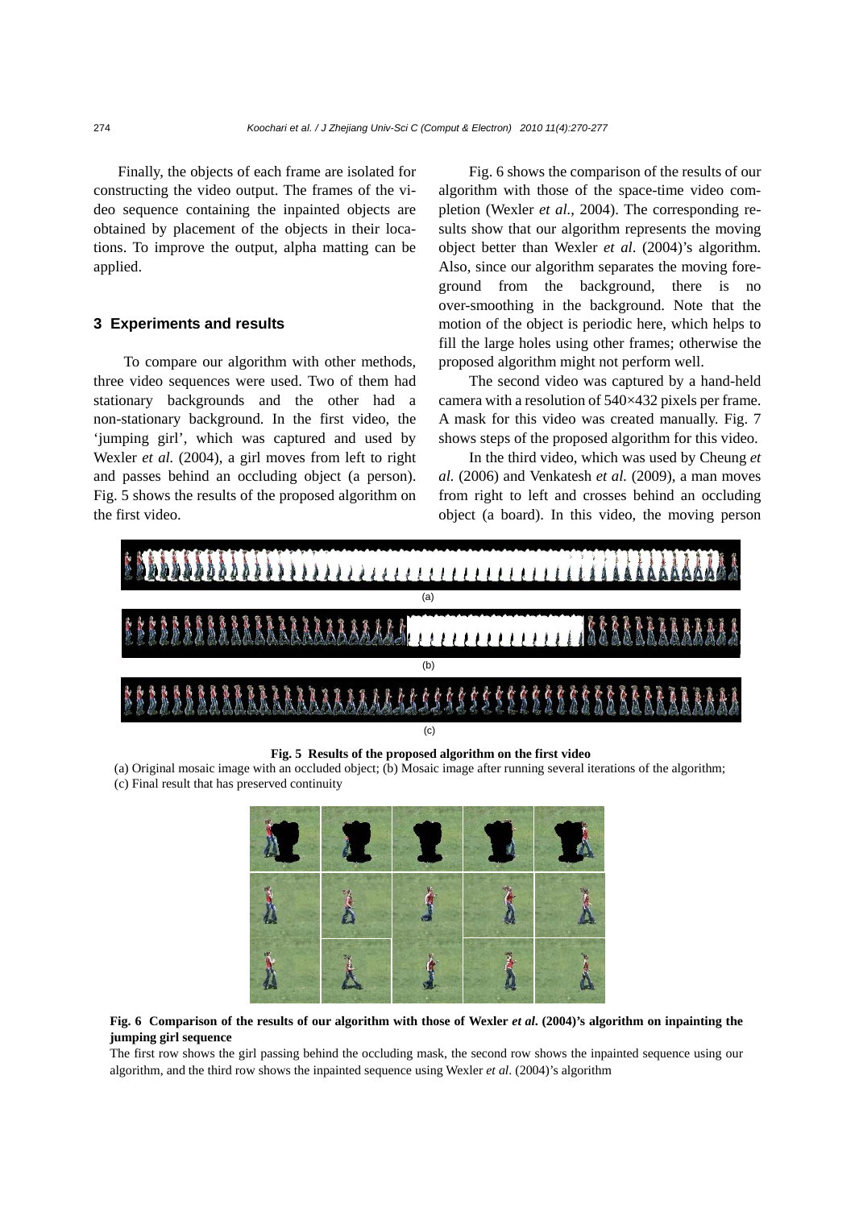Finally, the objects of each frame are isolated for constructing the video output. The frames of the video sequence containing the inpainted objects are obtained by placement of the objects in their locations. To improve the output, alpha matting can be applied.

## 3 Experiments and results

To compare our algorithm with other methods, three video sequences were used. Two of them had stationary backgrounds and the other had a non-stationary background. In the first video, the 'jumping girl', which was captured and used by Wexler *et al.* (2004), a girl moves from left to right and passes behind an occluding object (a person). Fig. 5 shows the results of the proposed algorithm on the first video.

Fig. 6 shows the comparison of the results of our algorithm with those of the space-time video completion (Wexler *et al.*, 2004). The corresponding results show that our algorithm represents the moving object better than Wexler *et al*. (2004)'s algorithm. Also, since our algorithm separates the moving foreground from the background, there is no over-smoothing in the background. Note that the motion of the object is periodic here, which helps to fill the large holes using other frames; otherwise the proposed algorithm might not perform well.

The second video was captured by a hand-held camera with a resolution of 540×432 pixels per frame. A mask for this video was created manually. Fig. 7 shows steps of the proposed algorithm for this video.

In the third video, which was used by Cheung *et al.* (2006) and Venkatesh *et al.* (2009), a man moves from right to left and crosses behind an occluding object (a board). In this video, the moving person

**Fig. 5 Results of the proposed algorithm on the first video**

(a) Original mosaic image with an occluded object; (b) Mosaic image after running several iterations of the algorithm; (c) Final result that has preserved continuity

**Fig. 6 Comparison of the results of our algorithm with those of Wexler *et al.* (2004)'s algorithm on inpainting the jumping girl sequence**

The first row shows the girl passing behind the occluding mask, the second row shows the inpainted sequence using our algorithm, and the third row shows the inpainted sequence using Wexler *et al*. (2004)'s algorithm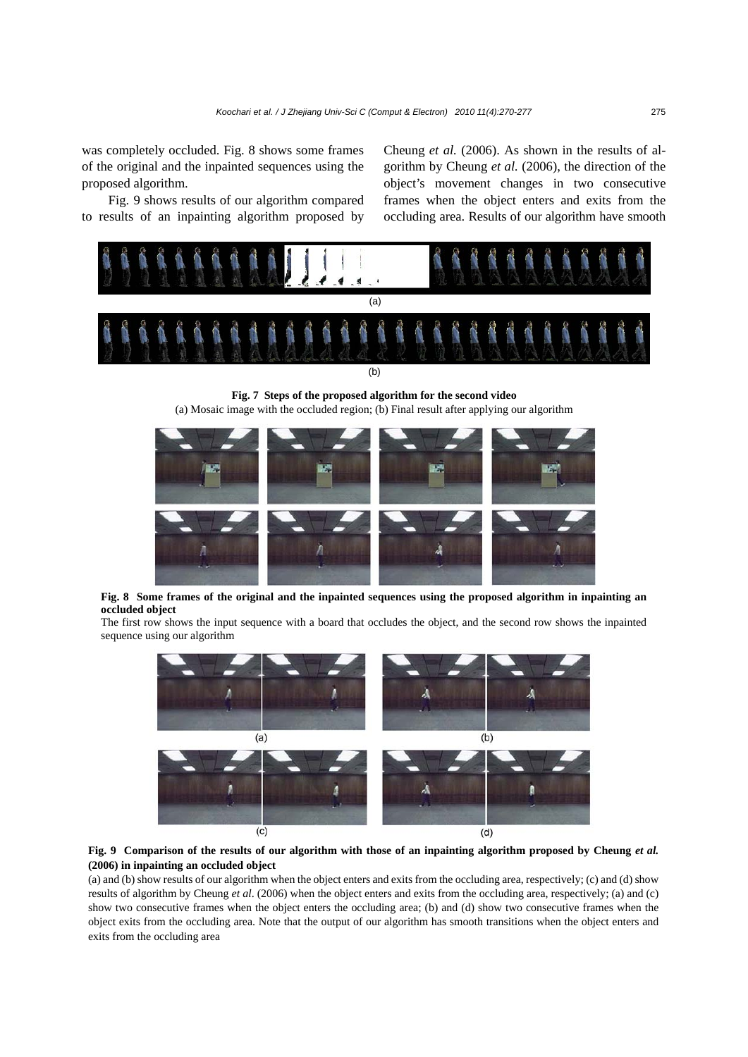was completely occluded. Fig. 8 shows some frames of the original and the inpainted sequences using the proposed algorithm.

Fig. 9 shows results of our algorithm compared to results of an inpainting algorithm proposed by Cheung *et al.* (2006). As shown in the results of algorithm by Cheung *et al.* (2006), the direction of the object's movement changes in two consecutive frames when the object enters and exits from the occluding area. Results of our algorithm have smooth

**Fig. 7 Steps of the proposed algorithm for the second video**
(a) Mosaic image with the occluded region; (b) Final result after applying our algorithm

**Fig. 8 Some frames of the original and the inpainted sequences using the proposed algorithm in inpainting an occluded object**
The first row shows the input sequence with a board that occludes the object, and the second row shows the inpainted sequence using our algorithm

**Fig. 9 Comparison of the results of our algorithm with those of an inpainting algorithm proposed by Cheung *et al.* (2006) in inpainting an occluded object**
(a) and (b) show results of our algorithm when the object enters and exits from the occluding area, respectively; (c) and (d) show results of algorithm by Cheung *et al*. (2006) when the object enters and exits from the occluding area, respectively; (a) and (c) show two consecutive frames when the object enters the occluding area; (b) and (d) show two consecutive frames when the object exits from the occluding area. Note that the output of our algorithm has smooth transitions when the object enters and exits from the occluding area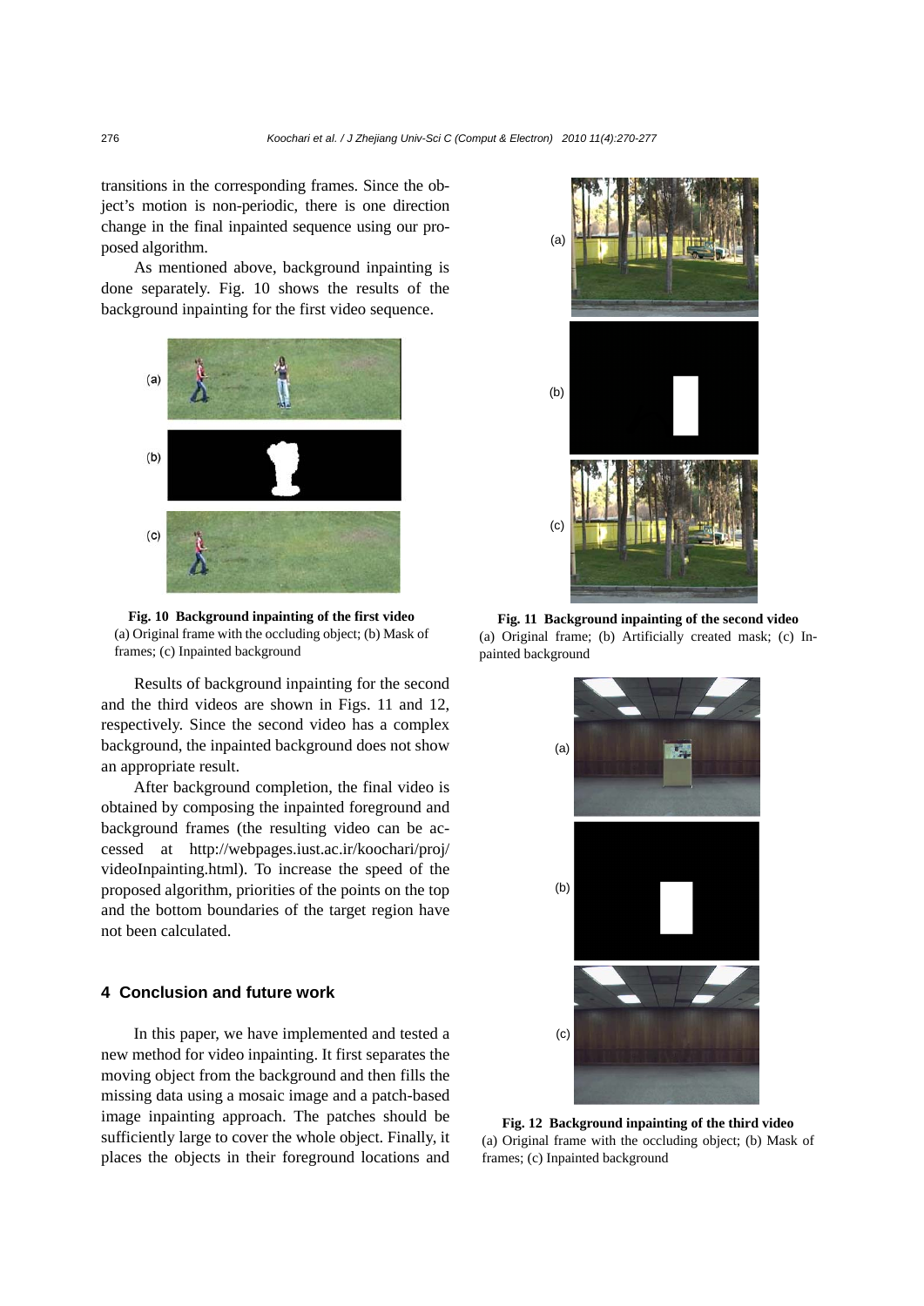transitions in the corresponding frames. Since the object's motion is non-periodic, there is one direction change in the final inpainted sequence using our proposed algorithm.

As mentioned above, background inpainting is done separately. Fig. 10 shows the results of the background inpainting for the first video sequence.

**Fig. 10 Background inpainting of the first video**
(a) Original frame with the occluding object; (b) Mask of frames; (c) Inpainted background

Results of background inpainting for the second and the third videos are shown in Figs. 11 and 12, respectively. Since the second video has a complex background, the inpainted background does not show an appropriate result.

After background completion, the final video is obtained by composing the inpainted foreground and background frames (the resulting video can be accessed at http://webpages.iust.ac.ir/koochari/proj/videoInpainting.html). To increase the speed of the proposed algorithm, priorities of the points on the top and the bottom boundaries of the target region have not been calculated.

## 4 Conclusion and future work

In this paper, we have implemented and tested a new method for video inpainting. It first separates the moving object from the background and then fills the missing data using a mosaic image and a patch-based image inpainting approach. The patches should be sufficiently large to cover the whole object. Finally, it places the objects in their foreground locations and

**Fig. 11 Background inpainting of the second video**
(a) Original frame; (b) Artificially created mask; (c) Inpainted background

**Fig. 12 Background inpainting of the third video**
(a) Original frame with the occluding object; (b) Mask of frames; (c) Inpainted background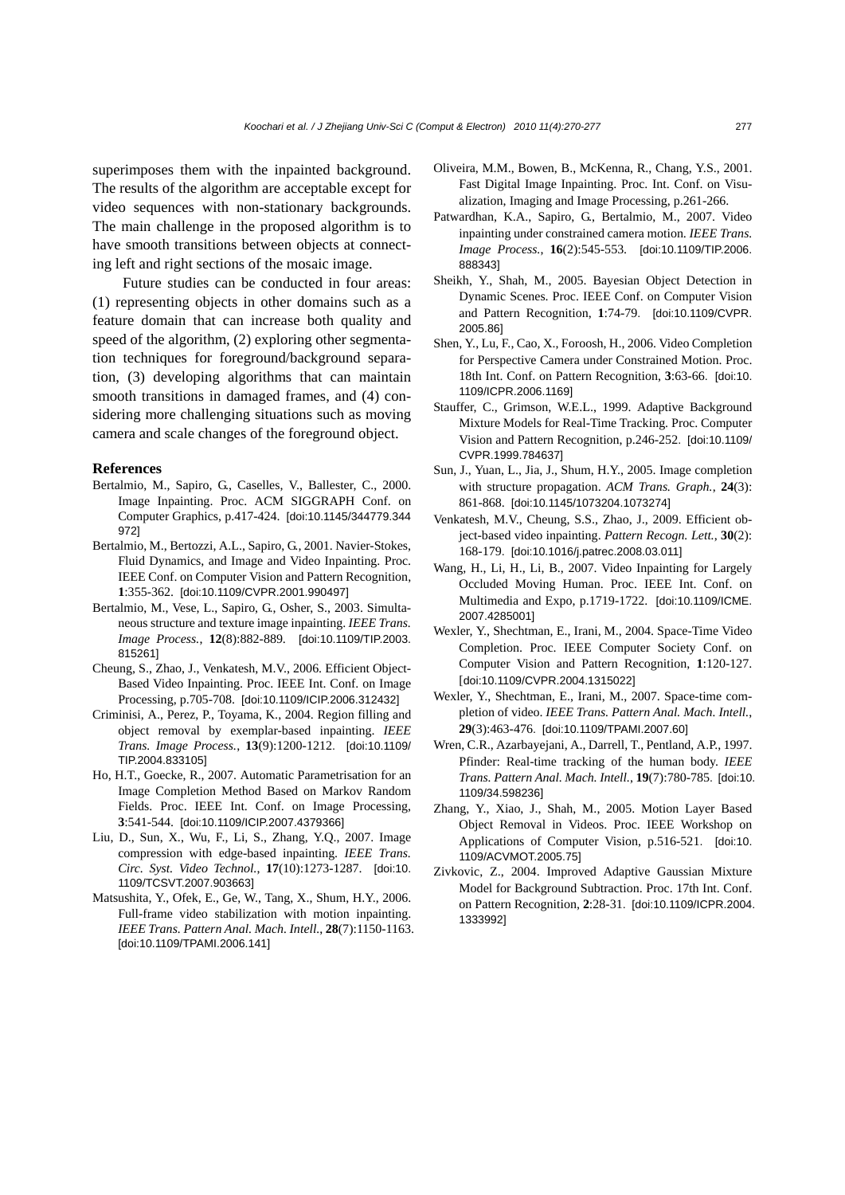superimposes them with the inpainted background. The results of the algorithm are acceptable except for video sequences with non-stationary backgrounds. The main challenge in the proposed algorithm is to have smooth transitions between objects at connecting left and right sections of the mosaic image.

Future studies can be conducted in four areas: (1) representing objects in other domains such as a feature domain that can increase both quality and speed of the algorithm, (2) exploring other segmentation techniques for foreground/background separation, (3) developing algorithms that can maintain smooth transitions in damaged frames, and (4) considering more challenging situations such as moving camera and scale changes of the foreground object.

## References

Bertalmio, M., Sapiro, G., Caselles, V., Ballester, C., 2000. Image Inpainting. Proc. ACM SIGGRAPH Conf. on Computer Graphics, p.417-424. [doi:10.1145/344779.344972]

Bertalmio, M., Bertozzi, A.L., Sapiro, G., 2001. Navier-Stokes, Fluid Dynamics, and Image and Video Inpainting. Proc. IEEE Conf. on Computer Vision and Pattern Recognition, **1**:355-362. [doi:10.1109/CVPR.2001.990497]

Bertalmio, M., Vese, L., Sapiro, G., Osher, S., 2003. Simultaneous structure and texture image inpainting. *IEEE Trans. Image Process.*, **12**(8):882-889. [doi:10.1109/TIP.2003.815261]

Cheung, S., Zhao, J., Venkatesh, M.V., 2006. Efficient Object-Based Video Inpainting. Proc. IEEE Int. Conf. on Image Processing, p.705-708. [doi:10.1109/ICIP.2006.312432]

Criminisi, A., Perez, P., Toyama, K., 2004. Region filling and object removal by exemplar-based inpainting. *IEEE Trans. Image Process.*, **13**(9):1200-1212. [doi:10.1109/TIP.2004.833105]

Ho, H.T., Goecke, R., 2007. Automatic Parametrisation for an Image Completion Method Based on Markov Random Fields. Proc. IEEE Int. Conf. on Image Processing, **3**:541-544. [doi:10.1109/ICIP.2007.4379366]

Liu, D., Sun, X., Wu, F., Li, S., Zhang, Y.Q., 2007. Image compression with edge-based inpainting. *IEEE Trans. Circ. Syst. Video Technol.*, **17**(10):1273-1287. [doi:10.1109/TCSVT.2007.903663]

Matsushita, Y., Ofek, E., Ge, W., Tang, X., Shum, H.Y., 2006. Full-frame video stabilization with motion inpainting. *IEEE Trans. Pattern Anal. Mach. Intell.*, **28**(7):1150-1163. [doi:10.1109/TPAMI.2006.141]

Oliveira, M.M., Bowen, B., McKenna, R., Chang, Y.S., 2001. Fast Digital Image Inpainting. Proc. Int. Conf. on Visualization, Imaging and Image Processing, p.261-266.

Patwardhan, K.A., Sapiro, G., Bertalmio, M., 2007. Video inpainting under constrained camera motion. *IEEE Trans. Image Process.*, **16**(2):545-553. [doi:10.1109/TIP.2006.888343]

Sheikh, Y., Shah, M., 2005. Bayesian Object Detection in Dynamic Scenes. Proc. IEEE Conf. on Computer Vision and Pattern Recognition, **1**:74-79. [doi:10.1109/CVPR.2005.86]

Shen, Y., Lu, F., Cao, X., Foroosh, H., 2006. Video Completion for Perspective Camera under Constrained Motion. Proc. 18th Int. Conf. on Pattern Recognition, **3**:63-66. [doi:10.1109/ICPR.2006.1169]

Stauffer, C., Grimson, W.E.L., 1999. Adaptive Background Mixture Models for Real-Time Tracking. Proc. Computer Vision and Pattern Recognition, p.246-252. [doi:10.1109/CVPR.1999.784637]

Sun, J., Yuan, L., Jia, J., Shum, H.Y., 2005. Image completion with structure propagation. *ACM Trans. Graph.*, **24**(3):861-868. [doi:10.1145/1073204.1073274]

Venkatesh, M.V., Cheung, S.S., Zhao, J., 2009. Efficient object-based video inpainting. *Pattern Recogn. Lett.*, **30**(2):168-179. [doi:10.1016/j.patrec.2008.03.011]

Wang, H., Li, H., Li, B., 2007. Video Inpainting for Largely Occluded Moving Human. Proc. IEEE Int. Conf. on Multimedia and Expo, p.1719-1722. [doi:10.1109/ICME.2007.4285001]

Wexler, Y., Shechtman, E., Irani, M., 2004. Space-Time Video Completion. Proc. IEEE Computer Society Conf. on Computer Vision and Pattern Recognition, **1**:120-127. [doi:10.1109/CVPR.2004.1315022]

Wexler, Y., Shechtman, E., Irani, M., 2007. Space-time completion of video. *IEEE Trans. Pattern Anal. Mach. Intell.*, **29**(3):463-476. [doi:10.1109/TPAMI.2007.60]

Wren, C.R., Azarbayejani, A., Darrell, T., Pentland, A.P., 1997. Pfinder: Real-time tracking of the human body. *IEEE Trans. Pattern Anal. Mach. Intell.*, **19**(7):780-785. [doi:10.1109/34.598236]

Zhang, Y., Xiao, J., Shah, M., 2005. Motion Layer Based Object Removal in Videos. Proc. IEEE Workshop on Applications of Computer Vision, p.516-521. [doi:10.1109/ACVMOT.2005.75]

Zivkovic, Z., 2004. Improved Adaptive Gaussian Mixture Model for Background Subtraction. Proc. 17th Int. Conf. on Pattern Recognition, **2**:28-31. [doi:10.1109/ICPR.2004.1333992]